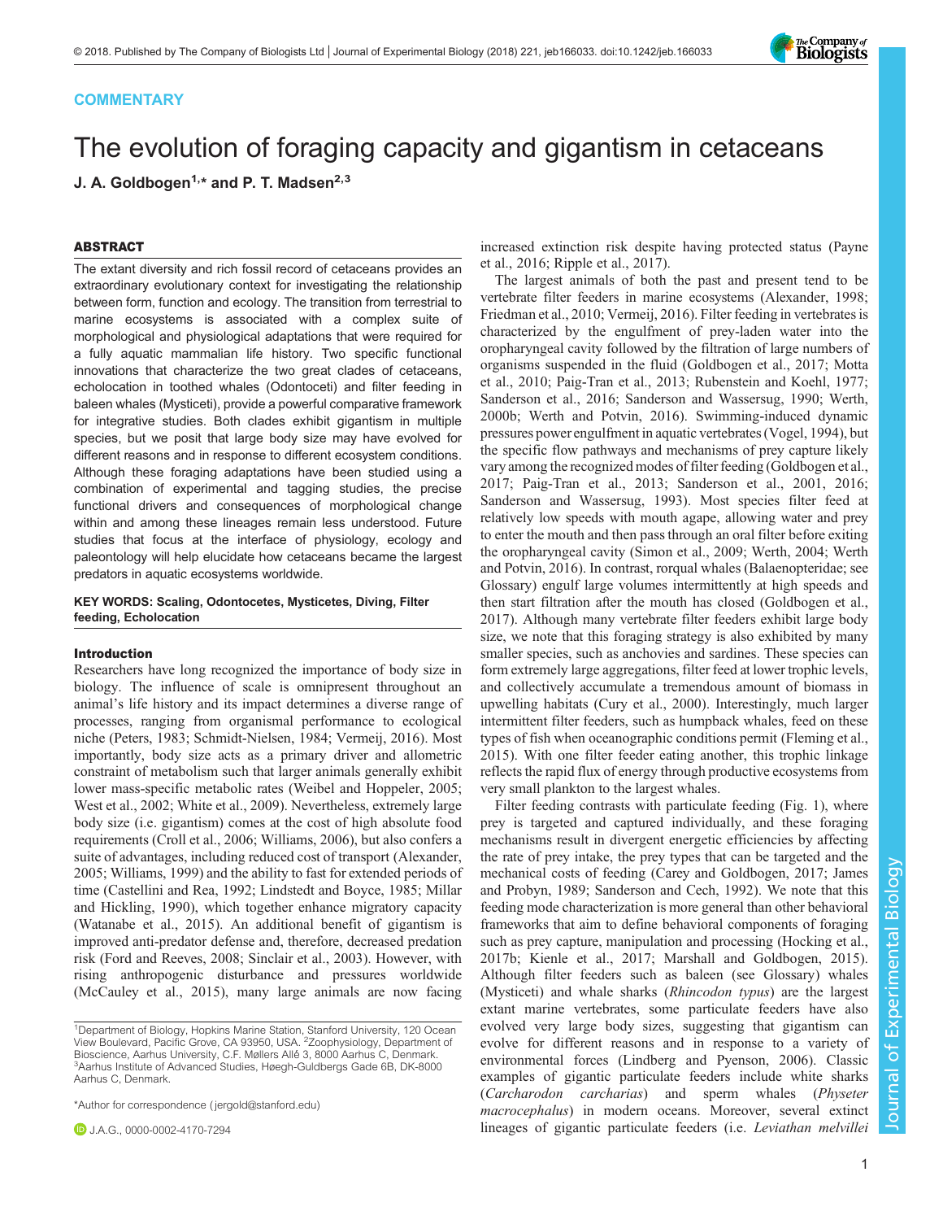COMMENTARY

# The evolution of foraging capacity and gigantism in cetaceans

**J. A. Goldbogen[1,*] and P. T. Madsen[2,3]**

## ABSTRACT

The extant diversity and rich fossil record of cetaceans provides an extraordinary evolutionary context for investigating the relationship between form, function and ecology. The transition from terrestrial to marine ecosystems is associated with a complex suite of morphological and physiological adaptations that were required for a fully aquatic mammalian life history. Two specific functional innovations that characterize the two great clades of cetaceans, echolocation in toothed whales (Odontoceti) and filter feeding in baleen whales (Mysticeti), provide a powerful comparative framework for integrative studies. Both clades exhibit gigantism in multiple species, but we posit that large body size may have evolved for different reasons and in response to different ecosystem conditions. Although these foraging adaptations have been studied using a combination of experimental and tagging studies, the precise functional drivers and consequences of morphological change within and among these lineages remain less understood. Future studies that focus at the interface of physiology, ecology and paleontology will help elucidate how cetaceans became the largest predators in aquatic ecosystems worldwide.

**KEY WORDS: Scaling, Odontocetes, Mysticetes, Diving, Filter feeding, Echolocation**

### Introduction

Researchers have long recognized the importance of body size in biology. The influence of scale is omnipresent throughout an animal's life history and its impact determines a diverse range of processes, ranging from organismal performance to ecological niche (Peters, 1983; Schmidt-Nielsen, 1984; Vermeij, 2016). Most importantly, body size acts as a primary driver and allometric constraint of metabolism such that larger animals generally exhibit lower mass-specific metabolic rates (Weibel and Hoppeler, 2005; West et al., 2002; White et al., 2009). Nevertheless, extremely large body size (i.e. gigantism) comes at the cost of high absolute food requirements (Croll et al., 2006; Williams, 2006), but also confers a suite of advantages, including reduced cost of transport (Alexander, 2005; Williams, 1999) and the ability to fast for extended periods of time (Castellini and Rea, 1992; Lindstedt and Boyce, 1985; Millar and Hickling, 1990), which together enhance migratory capacity (Watanabe et al., 2015). An additional benefit of gigantism is improved anti-predator defense and, therefore, decreased predation risk (Ford and Reeves, 2008; Sinclair et al., 2003). However, with rising anthropogenic disturbance and pressures worldwide (McCauley et al., 2015), many large animals are now facing increased extinction risk despite having protected status (Payne et al., 2016; Ripple et al., 2017).

The largest animals of both the past and present tend to be vertebrate filter feeders in marine ecosystems (Alexander, 1998; Friedman et al., 2010; Vermeij, 2016). Filter feeding in vertebrates is characterized by the engulfment of prey-laden water into the oropharyngeal cavity followed by the filtration of large numbers of organisms suspended in the fluid (Goldbogen et al., 2017; Motta et al., 2010; Paig-Tran et al., 2013; Rubenstein and Koehl, 1977; Sanderson et al., 2016; Sanderson and Wassersug, 1990; Werth, 2000b; Werth and Potvin, 2016). Swimming-induced dynamic pressures power engulfment in aquatic vertebrates (Vogel, 1994), but the specific flow pathways and mechanisms of prey capture likely vary among the recognized modes of filter feeding (Goldbogen et al., 2017; Paig-Tran et al., 2013; Sanderson et al., 2001, 2016; Sanderson and Wassersug, 1993). Most species filter feed at relatively low speeds with mouth agape, allowing water and prey to enter the mouth and then pass through an oral filter before exiting the oropharyngeal cavity (Simon et al., 2009; Werth, 2004; Werth and Potvin, 2016). In contrast, rorqual whales (Balaenopteridae; see Glossary) engulf large volumes intermittently at high speeds and then start filtration after the mouth has closed (Goldbogen et al., 2017). Although many vertebrate filter feeders exhibit large body size, we note that this foraging strategy is also exhibited by many smaller species, such as anchovies and sardines. These species can form extremely large aggregations, filter feed at lower trophic levels, and collectively accumulate a tremendous amount of biomass in upwelling habitats (Cury et al., 2000). Interestingly, much larger intermittent filter feeders, such as humpback whales, feed on these types of fish when oceanographic conditions permit (Fleming et al., 2015). With one filter feeder eating another, this trophic linkage reflects the rapid flux of energy through productive ecosystems from very small plankton to the largest whales.

Filter feeding contrasts with particulate feeding (Fig. 1), where prey is targeted and captured individually, and these foraging mechanisms result in divergent energetic efficiencies by affecting the rate of prey intake, the prey types that can be targeted and the mechanical costs of feeding (Carey and Goldbogen, 2017; James and Probyn, 1989; Sanderson and Cech, 1992). We note that this feeding mode characterization is more general than other behavioral frameworks that aim to define behavioral components of foraging such as prey capture, manipulation and processing (Hocking et al., 2017b; Kienle et al., 2017; Marshall and Goldbogen, 2015). Although filter feeders such as baleen (see Glossary) whales (Mysticeti) and whale sharks (*Rhincodon typus*) are the largest extant marine vertebrates, some particulate feeders have also evolved very large body sizes, suggesting that gigantism can evolve for different reasons and in response to a variety of environmental forces (Lindberg and Pyenson, 2006). Classic examples of gigantic particulate feeders include white sharks (*Carcharodon carcharias*) and sperm whales (*Physeter macrocephalus*) in modern oceans. Moreover, several extinct lineages of gigantic particulate feeders (i.e. *Leviathan melvillei*

---

[1]Department of Biology, Hopkins Marine Station, Stanford University, 120 Ocean View Boulevard, Pacific Grove, CA 93950, USA. [2]Zoophysiology, Department of Bioscience, Aarhus University, C.F. Møllers Allé 3, 8000 Aarhus C, Denmark. [3]Aarhus Institute of Advanced Studies, Høegh-Guldbergs Gade 6B, DK-8000 Aarhus C, Denmark.

*Author for correspondence (jergold@stanford.edu)

J.A.G., 0000-0002-4170-7294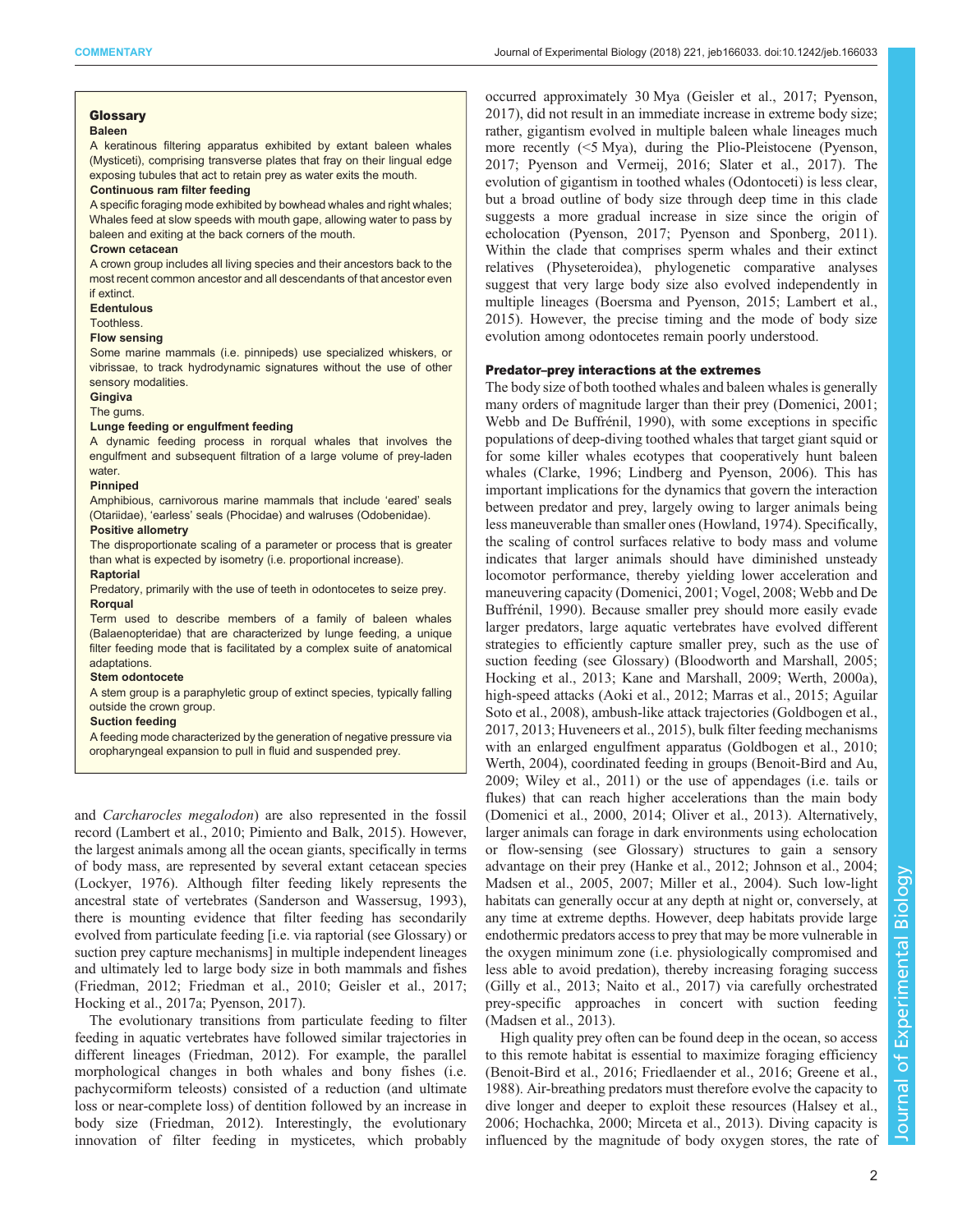### Glossary

**Baleen**

A keratinous filtering apparatus exhibited by extant baleen whales (Mysticeti), comprising transverse plates that fray on their lingual edge exposing tubules that act to retain prey as water exits the mouth.

**Continuous ram filter feeding**

A specific foraging mode exhibited by bowhead whales and right whales; Whales feed at slow speeds with mouth gape, allowing water to pass by baleen and exiting at the back corners of the mouth.

**Crown cetacean**

A crown group includes all living species and their ancestors back to the most recent common ancestor and all descendants of that ancestor even if extinct.

**Edentulous**

Toothless.

**Flow sensing**

Some marine mammals (i.e. pinnipeds) use specialized whiskers, or vibrissae, to track hydrodynamic signatures without the use of other sensory modalities.

**Gingiva**

The gums.

**Lunge feeding or engulfment feeding**

A dynamic feeding process in rorqual whales that involves the engulfment and subsequent filtration of a large volume of prey-laden water.

**Pinniped**

Amphibious, carnivorous marine mammals that include 'eared' seals (Otariidae), 'earless' seals (Phocidae) and walruses (Odobenidae).

**Positive allometry**

The disproportionate scaling of a parameter or process that is greater than what is expected by isometry (i.e. proportional increase).

**Raptorial**

Predatory, primarily with the use of teeth in odontocetes to seize prey.

**Rorqual**

Term used to describe members of a family of baleen whales (Balaenopteridae) that are characterized by lunge feeding, a unique filter feeding mode that is facilitated by a complex suite of anatomical adaptations.

**Stem odontocete**

A stem group is a paraphyletic group of extinct species, typically falling outside the crown group.

**Suction feeding**

A feeding mode characterized by the generation of negative pressure via oropharyngeal expansion to pull in fluid and suspended prey.

and *Carcharocles megalodon*) are also represented in the fossil record (Lambert et al., 2010; Pimiento and Balk, 2015). However, the largest animals among all the ocean giants, specifically in terms of body mass, are represented by several extant cetacean species (Lockyer, 1976). Although filter feeding likely represents the ancestral state of vertebrates (Sanderson and Wassersug, 1993), there is mounting evidence that filter feeding has secondarily evolved from particulate feeding [i.e. via raptorial (see Glossary) or suction prey capture mechanisms] in multiple independent lineages and ultimately led to large body size in both mammals and fishes (Friedman, 2012; Friedman et al., 2010; Geisler et al., 2017; Hocking et al., 2017a; Pyenson, 2017).

The evolutionary transitions from particulate feeding to filter feeding in aquatic vertebrates have followed similar trajectories in different lineages (Friedman, 2012). For example, the parallel morphological changes in both whales and bony fishes (i.e. pachycormiform teleosts) consisted of a reduction (and ultimate loss or near-complete loss) of dentition followed by an increase in body size (Friedman, 2012). Interestingly, the evolutionary innovation of filter feeding in mysticetes, which probably occurred approximately 30 Mya (Geisler et al., 2017; Pyenson, 2017), did not result in an immediate increase in extreme body size; rather, gigantism evolved in multiple baleen whale lineages much more recently (<5 Mya), during the Plio-Pleistocene (Pyenson, 2017; Pyenson and Vermeij, 2016; Slater et al., 2017). The evolution of gigantism in toothed whales (Odontoceti) is less clear, but a broad outline of body size through deep time in this clade suggests a more gradual increase in size since the origin of echolocation (Pyenson, 2017; Pyenson and Sponberg, 2011). Within the clade that comprises sperm whales and their extinct relatives (Physeteroidea), phylogenetic comparative analyses suggest that very large body size also evolved independently in multiple lineages (Boersma and Pyenson, 2015; Lambert et al., 2015). However, the precise timing and the mode of body size evolution among odontocetes remain poorly understood.

## Predator–prey interactions at the extremes

The body size of both toothed whales and baleen whales is generally many orders of magnitude larger than their prey (Domenici, 2001; Webb and De Buffrénil, 1990), with some exceptions in specific populations of deep-diving toothed whales that target giant squid or for some killer whales ecotypes that cooperatively hunt baleen whales (Clarke, 1996; Lindberg and Pyenson, 2006). This has important implications for the dynamics that govern the interaction between predator and prey, largely owing to larger animals being less maneuverable than smaller ones (Howland, 1974). Specifically, the scaling of control surfaces relative to body mass and volume indicates that larger animals should have diminished unsteady locomotor performance, thereby yielding lower acceleration and maneuvering capacity (Domenici, 2001; Vogel, 2008; Webb and De Buffrénil, 1990). Because smaller prey should more easily evade larger predators, large aquatic vertebrates have evolved different strategies to efficiently capture smaller prey, such as the use of suction feeding (see Glossary) (Bloodworth and Marshall, 2005; Hocking et al., 2013; Kane and Marshall, 2009; Werth, 2000a), high-speed attacks (Aoki et al., 2012; Marras et al., 2015; Aguilar Soto et al., 2008), ambush-like attack trajectories (Goldbogen et al., 2017, 2013; Huveneers et al., 2015), bulk filter feeding mechanisms with an enlarged engulfment apparatus (Goldbogen et al., 2010; Werth, 2004), coordinated feeding in groups (Benoit-Bird and Au, 2009; Wiley et al., 2011) or the use of appendages (i.e. tails or flukes) that can reach higher accelerations than the main body (Domenici et al., 2000, 2014; Oliver et al., 2013). Alternatively, larger animals can forage in dark environments using echolocation or flow-sensing (see Glossary) structures to gain a sensory advantage on their prey (Hanke et al., 2012; Johnson et al., 2004; Madsen et al., 2005, 2007; Miller et al., 2004). Such low-light habitats can generally occur at any depth at night or, conversely, at any time at extreme depths. However, deep habitats provide large endothermic predators access to prey that may be more vulnerable in the oxygen minimum zone (i.e. physiologically compromised and less able to avoid predation), thereby increasing foraging success (Gilly et al., 2013; Naito et al., 2017) via carefully orchestrated prey-specific approaches in concert with suction feeding (Madsen et al., 2013).

High quality prey often can be found deep in the ocean, so access to this remote habitat is essential to maximize foraging efficiency (Benoit-Bird et al., 2016; Friedlaender et al., 2016; Greene et al., 1988). Air-breathing predators must therefore evolve the capacity to dive longer and deeper to exploit these resources (Halsey et al., 2006; Hochachka, 2000; Mirceta et al., 2013). Diving capacity is influenced by the magnitude of body oxygen stores, the rate of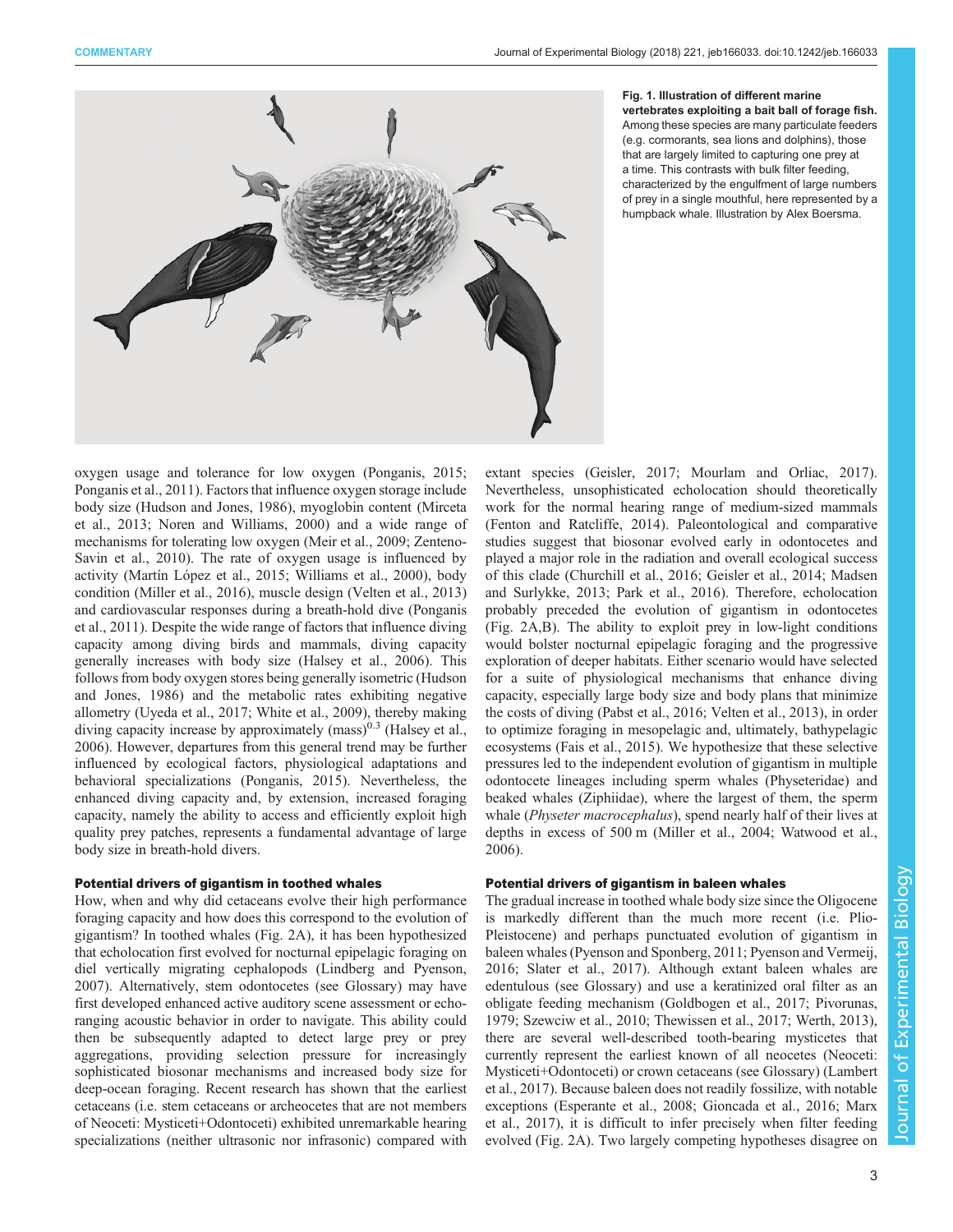**Fig. 1. Illustration of different marine vertebrates exploiting a bait ball of forage fish.** Among these species are many particulate feeders (e.g. cormorants, sea lions and dolphins), those that are largely limited to capturing one prey at a time. This contrasts with bulk filter feeding, characterized by the engulfment of large numbers of prey in a single mouthful, here represented by a humpback whale. Illustration by Alex Boersma.

oxygen usage and tolerance for low oxygen (Ponganis, 2015; Ponganis et al., 2011). Factors that influence oxygen storage include body size (Hudson and Jones, 1986), myoglobin content (Mirceta et al., 2013; Noren and Williams, 2000) and a wide range of mechanisms for tolerating low oxygen (Meir et al., 2009; Zenteno-Savin et al., 2010). The rate of oxygen usage is influenced by activity (Martín López et al., 2015; Williams et al., 2000), body condition (Miller et al., 2016), muscle design (Velten et al., 2013) and cardiovascular responses during a breath-hold dive (Ponganis et al., 2011). Despite the wide range of factors that influence diving capacity among diving birds and mammals, diving capacity generally increases with body size (Halsey et al., 2006). This follows from body oxygen stores being generally isometric (Hudson and Jones, 1986) and the metabolic rates exhibiting negative allometry (Uyeda et al., 2017; White et al., 2009), thereby making diving capacity increase by approximately $(\mathrm{mass})^{0.3}$ (Halsey et al., 2006). However, departures from this general trend may be further influenced by ecological factors, physiological adaptations and behavioral specializations (Ponganis, 2015). Nevertheless, the enhanced diving capacity and, by extension, increased foraging capacity, namely the ability to access and efficiently exploit high quality prey patches, represents a fundamental advantage of large body size in breath-hold divers.

## Potential drivers of gigantism in toothed whales

How, when and why did cetaceans evolve their high performance foraging capacity and how does this correspond to the evolution of gigantism? In toothed whales (Fig. 2A), it has been hypothesized that echolocation first evolved for nocturnal epipelagic foraging on diel vertically migrating cephalopods (Lindberg and Pyenson, 2007). Alternatively, stem odontocetes (see Glossary) may have first developed enhanced active auditory scene assessment or echo-ranging acoustic behavior in order to navigate. This ability could then be subsequently adapted to detect large prey or prey aggregations, providing selection pressure for increasingly sophisticated biosonar mechanisms and increased body size for deep-ocean foraging. Recent research has shown that the earliest cetaceans (i.e. stem cetaceans or archeocetes that are not members of Neoceti: Mysticeti+Odontoceti) exhibited unremarkable hearing specializations (neither ultrasonic nor infrasonic) compared with extant species (Geisler, 2017; Mourlam and Orliac, 2017). Nevertheless, unsophisticated echolocation should theoretically work for the normal hearing range of medium-sized mammals (Fenton and Ratcliffe, 2014). Paleontological and comparative studies suggest that biosonar evolved early in odontocetes and played a major role in the radiation and overall ecological success of this clade (Churchill et al., 2016; Geisler et al., 2014; Madsen and Surlykke, 2013; Park et al., 2016). Therefore, echolocation probably preceded the evolution of gigantism in odontocetes (Fig. 2A,B). The ability to exploit prey in low-light conditions would bolster nocturnal epipelagic foraging and the progressive exploration of deeper habitats. Either scenario would have selected for a suite of physiological mechanisms that enhance diving capacity, especially large body size and body plans that minimize the costs of diving (Pabst et al., 2016; Velten et al., 2013), in order to optimize foraging in mesopelagic and, ultimately, bathypelagic ecosystems (Fais et al., 2015). We hypothesize that these selective pressures led to the independent evolution of gigantism in multiple odontocete lineages including sperm whales (Physeteridae) and beaked whales (Ziphiidae), where the largest of them, the sperm whale (*Physeter macrocephalus*), spend nearly half of their lives at depths in excess of 500 m (Miller et al., 2004; Watwood et al., 2006).

## Potential drivers of gigantism in baleen whales

The gradual increase in toothed whale body size since the Oligocene is markedly different than the much more recent (i.e. Plio-Pleistocene) and perhaps punctuated evolution of gigantism in baleen whales (Pyenson and Sponberg, 2011; Pyenson and Vermeij, 2016; Slater et al., 2017). Although extant baleen whales are edentulous (see Glossary) and use a keratinized oral filter as an obligate feeding mechanism (Goldbogen et al., 2017; Pivorunas, 1979; Szewciw et al., 2010; Thewissen et al., 2017; Werth, 2013), there are several well-described tooth-bearing mysticetes that currently represent the earliest known of all neocetes (Neoceti: Mysticeti+Odontoceti) or crown cetaceans (see Glossary) (Lambert et al., 2017). Because baleen does not readily fossilize, with notable exceptions (Esperante et al., 2008; Gioncada et al., 2016; Marx et al., 2017), it is difficult to infer precisely when filter feeding evolved (Fig. 2A). Two largely competing hypotheses disagree on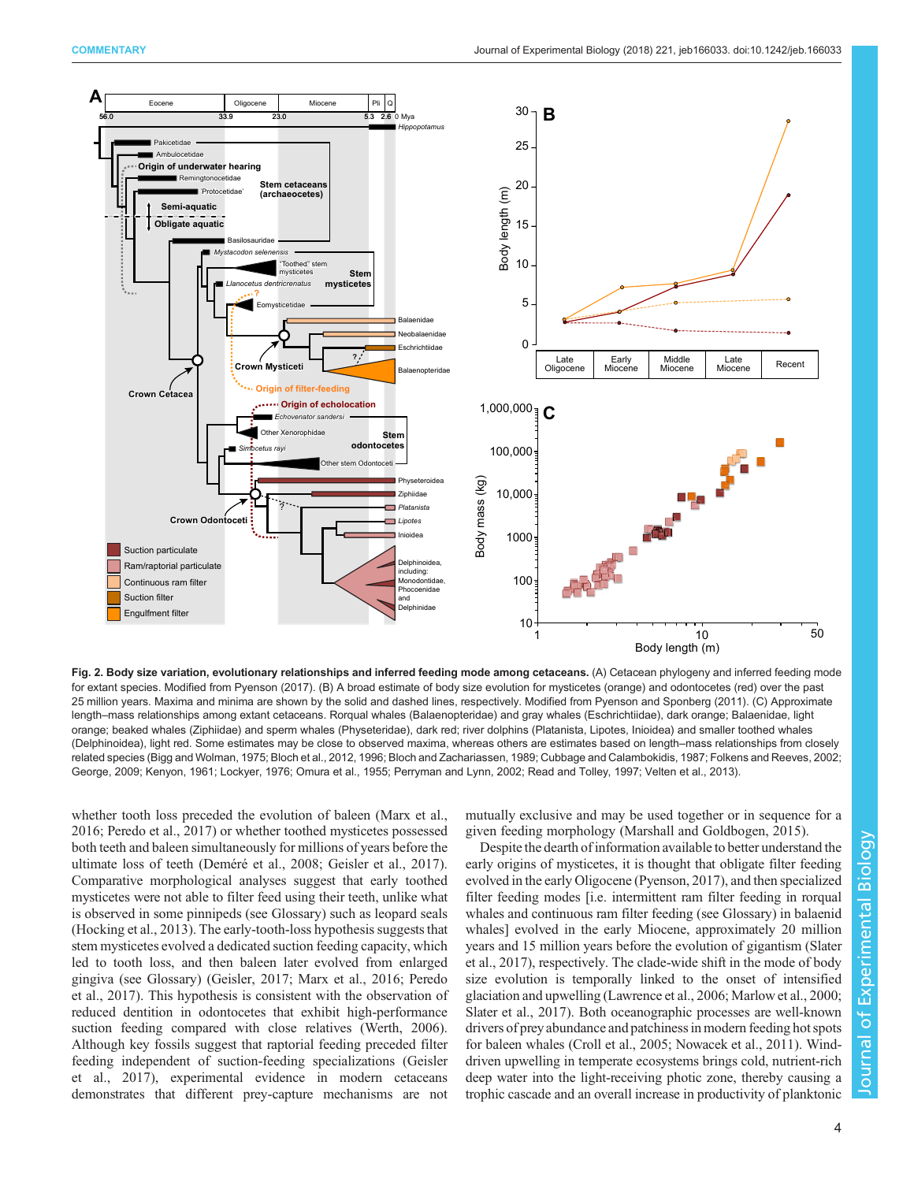**Fig. 2. Body size variation, evolutionary relationships and inferred feeding mode among cetaceans.** (A) Cetacean phylogeny and inferred feeding mode for extant species. Modified from Pyenson (2017). (B) A broad estimate of body size evolution for mysticetes (orange) and odontocetes (red) over the past 25 million years. Maxima and minima are shown by the solid and dashed lines, respectively. Modified from Pyenson and Sponberg (2011). (C) Approximate length–mass relationships among extant cetaceans. Rorqual whales (Balaenopteridae) and gray whales (Eschrichtiidae), dark orange; Balaenidae, light orange; beaked whales (Ziphiidae) and sperm whales (Physeteridae), dark red; river dolphins (Platanista, Lipotes, Inioidea) and smaller toothed whales (Delphinoidea), light red. Some estimates may be close to observed maxima, whereas others are estimates based on length–mass relationships from closely related species (Bigg and Wolman, 1975; Bloch et al., 2012, 1996; Bloch and Zachariassen, 1989; Cubbage and Calambokidis, 1987; Folkens and Reeves, 2002; George, 2009; Kenyon, 1961; Lockyer, 1976; Omura et al., 1955; Perryman and Lynn, 2002; Read and Tolley, 1997; Velten et al., 2013).

whether tooth loss preceded the evolution of baleen (Marx et al., 2016; Peredo et al., 2017) or whether toothed mysticetes possessed both teeth and baleen simultaneously for millions of years before the ultimate loss of teeth (Deméré et al., 2008; Geisler et al., 2017). Comparative morphological analyses suggest that early toothed mysticetes were not able to filter feed using their teeth, unlike what is observed in some pinnipeds (see Glossary) such as leopard seals (Hocking et al., 2013). The early-tooth-loss hypothesis suggests that stem mysticetes evolved a dedicated suction feeding capacity, which led to tooth loss, and then baleen later evolved from enlarged gingiva (see Glossary) (Geisler, 2017; Marx et al., 2016; Peredo et al., 2017). This hypothesis is consistent with the observation of reduced dentition in odontocetes that exhibit high-performance suction feeding compared with close relatives (Werth, 2006). Although key fossils suggest that raptorial feeding preceded filter feeding independent of suction-feeding specializations (Geisler et al., 2017), experimental evidence in modern cetaceans demonstrates that different prey-capture mechanisms are not mutually exclusive and may be used together or in sequence for a given feeding morphology (Marshall and Goldbogen, 2015).

Despite the dearth of information available to better understand the early origins of mysticetes, it is thought that obligate filter feeding evolved in the early Oligocene (Pyenson, 2017), and then specialized filter feeding modes [i.e. intermittent ram filter feeding in rorqual whales and continuous ram filter feeding (see Glossary) in balaenid whales] evolved in the early Miocene, approximately 20 million years and 15 million years before the evolution of gigantism (Slater et al., 2017), respectively. The clade-wide shift in the mode of body size evolution is temporally linked to the onset of intensified glaciation and upwelling (Lawrence et al., 2006; Marlow et al., 2000; Slater et al., 2017). Both oceanographic processes are well-known drivers of prey abundance and patchiness in modern feeding hot spots for baleen whales (Croll et al., 2005; Nowacek et al., 2011). Wind-driven upwelling in temperate ecosystems brings cold, nutrient-rich deep water into the light-receiving photic zone, thereby causing a trophic cascade and an overall increase in productivity of planktonic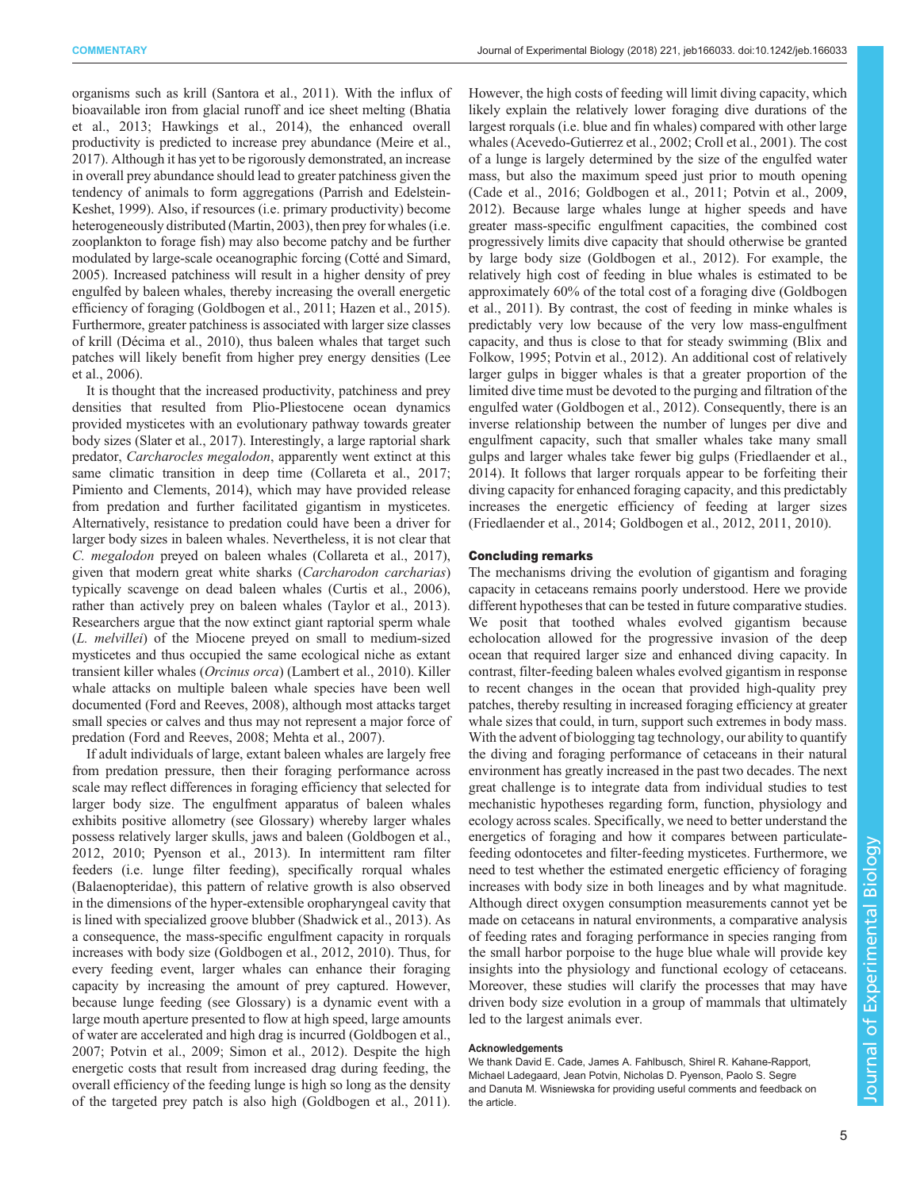organisms such as krill (Santora et al., 2011). With the influx of bioavailable iron from glacial runoff and ice sheet melting (Bhatia et al., 2013; Hawkings et al., 2014), the enhanced overall productivity is predicted to increase prey abundance (Meire et al., 2017). Although it has yet to be rigorously demonstrated, an increase in overall prey abundance should lead to greater patchiness given the tendency of animals to form aggregations (Parrish and Edelstein-Keshet, 1999). Also, if resources (i.e. primary productivity) become heterogeneously distributed (Martin, 2003), then prey for whales (i.e. zooplankton to forage fish) may also become patchy and be further modulated by large-scale oceanographic forcing (Cotté and Simard, 2005). Increased patchiness will result in a higher density of prey engulfed by baleen whales, thereby increasing the overall energetic efficiency of foraging (Goldbogen et al., 2011; Hazen et al., 2015). Furthermore, greater patchiness is associated with larger size classes of krill (Décima et al., 2010), thus baleen whales that target such patches will likely benefit from higher prey energy densities (Lee et al., 2006).

It is thought that the increased productivity, patchiness and prey densities that resulted from Plio-Pliestocene ocean dynamics provided mysticetes with an evolutionary pathway towards greater body sizes (Slater et al., 2017). Interestingly, a large raptorial shark predator, *Carcharocles megalodon*, apparently went extinct at this same climatic transition in deep time (Collareta et al., 2017; Pimiento and Clements, 2014), which may have provided release from predation and further facilitated gigantism in mysticetes. Alternatively, resistance to predation could have been a driver for larger body sizes in baleen whales. Nevertheless, it is not clear that *C. megalodon* preyed on baleen whales (Collareta et al., 2017), given that modern great white sharks (*Carcharodon carcharias*) typically scavenge on dead baleen whales (Curtis et al., 2006), rather than actively prey on baleen whales (Taylor et al., 2013). Researchers argue that the now extinct giant raptorial sperm whale (*L. melvillei*) of the Miocene preyed on small to medium-sized mysticetes and thus occupied the same ecological niche as extant transient killer whales (*Orcinus orca*) (Lambert et al., 2010). Killer whale attacks on multiple baleen whale species have been well documented (Ford and Reeves, 2008), although most attacks target small species or calves and thus may not represent a major force of predation (Ford and Reeves, 2008; Mehta et al., 2007).

If adult individuals of large, extant baleen whales are largely free from predation pressure, then their foraging performance across scale may reflect differences in foraging efficiency that selected for larger body size. The engulfment apparatus of baleen whales exhibits positive allometry (see Glossary) whereby larger whales possess relatively larger skulls, jaws and baleen (Goldbogen et al., 2012, 2010; Pyenson et al., 2013). In intermittent ram filter feeders (i.e. lunge filter feeding), specifically rorqual whales (Balaenopteridae), this pattern of relative growth is also observed in the dimensions of the hyper-extensible oropharyngeal cavity that is lined with specialized groove blubber (Shadwick et al., 2013). As a consequence, the mass-specific engulfment capacity in rorquals increases with body size (Goldbogen et al., 2012, 2010). Thus, for every feeding event, larger whales can enhance their foraging capacity by increasing the amount of prey captured. However, because lunge feeding (see Glossary) is a dynamic event with a large mouth aperture presented to flow at high speed, large amounts of water are accelerated and high drag is incurred (Goldbogen et al., 2007; Potvin et al., 2009; Simon et al., 2012). Despite the high energetic costs that result from increased drag during feeding, the overall efficiency of the feeding lunge is high so long as the density of the targeted prey patch is also high (Goldbogen et al., 2011). However, the high costs of feeding will limit diving capacity, which likely explain the relatively lower foraging dive durations of the largest rorquals (i.e. blue and fin whales) compared with other large whales (Acevedo-Gutierrez et al., 2002; Croll et al., 2001). The cost of a lunge is largely determined by the size of the engulfed water mass, but also the maximum speed just prior to mouth opening (Cade et al., 2016; Goldbogen et al., 2011; Potvin et al., 2009, 2012). Because large whales lunge at higher speeds and have greater mass-specific engulfment capacities, the combined cost progressively limits dive capacity that should otherwise be granted by large body size (Goldbogen et al., 2012). For example, the relatively high cost of feeding in blue whales is estimated to be approximately 60% of the total cost of a foraging dive (Goldbogen et al., 2011). By contrast, the cost of feeding in minke whales is predictably very low because of the very low mass-engulfment capacity, and thus is close to that for steady swimming (Blix and Folkow, 1995; Potvin et al., 2012). An additional cost of relatively larger gulps in bigger whales is that a greater proportion of the limited dive time must be devoted to the purging and filtration of the engulfed water (Goldbogen et al., 2012). Consequently, there is an inverse relationship between the number of lunges per dive and engulfment capacity, such that smaller whales take many small gulps and larger whales take fewer big gulps (Friedlaender et al., 2014). It follows that larger rorquals appear to be forfeiting their diving capacity for enhanced foraging capacity, and this predictably increases the energetic efficiency of feeding at larger sizes (Friedlaender et al., 2014; Goldbogen et al., 2012, 2011, 2010).

## Concluding remarks

The mechanisms driving the evolution of gigantism and foraging capacity in cetaceans remains poorly understood. Here we provide different hypotheses that can be tested in future comparative studies. We posit that toothed whales evolved gigantism because echolocation allowed for the progressive invasion of the deep ocean that required larger size and enhanced diving capacity. In contrast, filter-feeding baleen whales evolved gigantism in response to recent changes in the ocean that provided high-quality prey patches, thereby resulting in increased foraging efficiency at greater whale sizes that could, in turn, support such extremes in body mass. With the advent of biologging tag technology, our ability to quantify the diving and foraging performance of cetaceans in their natural environment has greatly increased in the past two decades. The next great challenge is to integrate data from individual studies to test mechanistic hypotheses regarding form, function, physiology and ecology across scales. Specifically, we need to better understand the energetics of foraging and how it compares between particulate-feeding odontocetes and filter-feeding mysticetes. Furthermore, we need to test whether the estimated energetic efficiency of foraging increases with body size in both lineages and by what magnitude. Although direct oxygen consumption measurements cannot yet be made on cetaceans in natural environments, a comparative analysis of feeding rates and foraging performance in species ranging from the small harbor porpoise to the huge blue whale will provide key insights into the physiology and functional ecology of cetaceans. Moreover, these studies will clarify the processes that may have driven body size evolution in a group of mammals that ultimately led to the largest animals ever.

#### Acknowledgements

We thank David E. Cade, James A. Fahlbusch, Shirel R. Kahane-Rapport, Michael Ladegaard, Jean Potvin, Nicholas D. Pyenson, Paolo S. Segre and Danuta M. Wisniewska for providing useful comments and feedback on the article.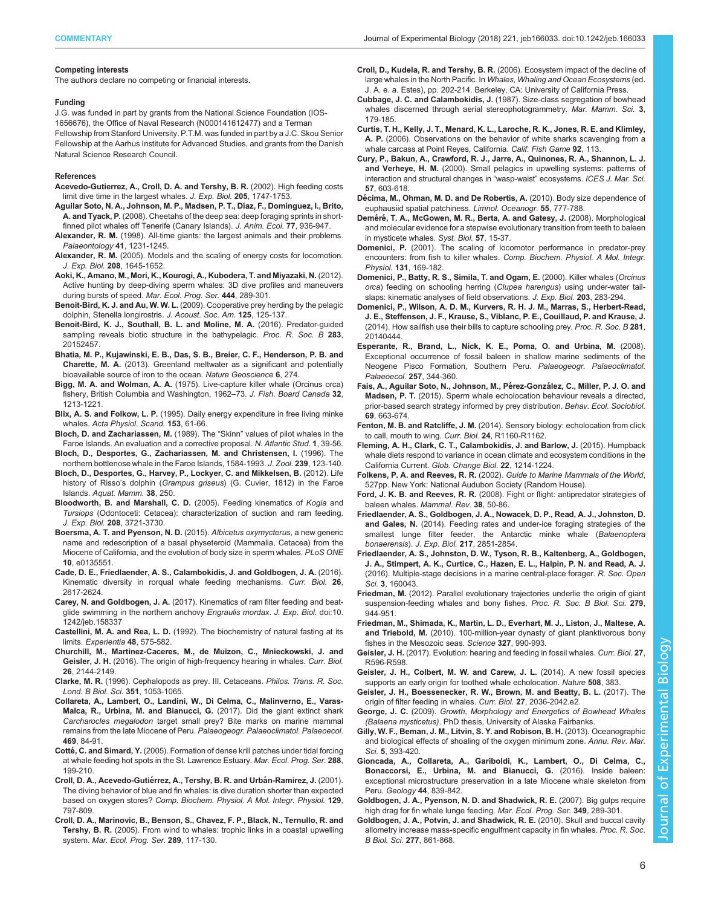#### Competing interests

The authors declare no competing or financial interests.

#### Funding

J.G. was funded in part by grants from the National Science Foundation (IOS-1656676), the Office of Naval Research (N000141612477) and a Terman Fellowship from Stanford University. P.T.M. was funded in part by a J.C. Skou Senior Fellowship at the Aarhus Institute for Advanced Studies, and grants from the Danish Natural Science Research Council.

#### References

**Acevedo-Gutierrez, A., Croll, D. A. and Tershy, B. R.** (2002). High feeding costs limit dive time in the largest whales. *J. Exp. Biol.* **205**, 1747-1753.

**Aguilar Soto, N. A., Johnson, M. P., Madsen, P. T., Díaz, F., Domínguez, I., Brito, A. and Tyack, P.** (2008). Cheetahs of the deep sea: deep foraging sprints in short-finned pilot whales off Tenerife (Canary Islands). *J. Anim. Ecol.* **77**, 936-947.

**Alexander, R. M.** (1998). All-time giants: the largest animals and their problems. *Palaeontology* **41**, 1231-1245.

**Alexander, R. M.** (2005). Models and the scaling of energy costs for locomotion. *J. Exp. Biol.* **208**, 1645-1652.

**Aoki, K., Amano, M., Mori, K., Kourogi, A., Kubodera, T. and Miyazaki, N.** (2012). Active hunting by deep-diving sperm whales: 3D dive profiles and maneuvers during bursts of speed. *Mar. Ecol. Prog. Ser.* **444**, 289-301.

**Benoit-Bird, K. J. and Au, W. W. L.** (2009). Cooperative prey herding by the pelagic dolphin, Stenella longirostris. *J. Acoust. Soc. Am.* **125**, 125-137.

**Benoit-Bird, K. J., Southall, B. L. and Moline, M. A.** (2016). Predator-guided sampling reveals biotic structure in the bathypelagic. *Proc. R. Soc. B* **283**, 20152457.

**Bhatia, M. P., Kujawinski, E. B., Das, S. B., Breier, C. F., Henderson, P. B. and Charette, M. A.** (2013). Greenland meltwater as a significant and potentially bioavailable source of iron to the ocean. *Nature Geoscience* **6**, 274.

**Bigg, M. A. and Wolman, A. A.** (1975). Live-capture killer whale (Orcinus orca) fishery, British Columbia and Washington, 1962–73. *J. Fish. Board Canada* **32**, 1213-1221.

**Blix, A. S. and Folkow, L. P.** (1995). Daily energy expenditure in free living minke whales. *Acta Physiol. Scand.* **153**, 61-66.

**Bloch, D. and Zachariassen, M.** (1989). The "Skinn" values of pilot whales in the Faroe Islands. An evaluation and a corrective proposal. *N. Atlantic Stud.* **1**, 39-56.

**Bloch, D., Desportes, G., Zachariassen, M. and Christensen, I.** (1996). The northern bottlenose whale in the Faroe Islands, 1584-1993. *J. Zool.* **239**, 123-140.

**Bloch, D., Desportes, G., Harvey, P., Lockyer, C. and Mikkelsen, B.** (2012). Life history of Risso's dolphin (*Grampus griseus*) (G. Cuvier, 1812) in the Faroe Islands. *Aquat. Mamm.* **38**, 250.

**Bloodworth, B. and Marshall, C. D.** (2005). Feeding kinematics of *Kogia* and *Tursiops* (Odontoceti: Cetacea): characterization of suction and ram feeding. *J. Exp. Biol.* **208**, 3721-3730.

**Boersma, A. T. and Pyenson, N. D.** (2015). *Albicetus oxymycterus*, a new generic name and redescription of a basal physeteroid (Mammalia, Cetacea) from the Miocene of California, and the evolution of body size in sperm whales. *PLoS ONE* **10**, e0135551.

**Cade, D. E., Friedlaender, A. S., Calambokidis, J. and Goldbogen, J. A.** (2016). Kinematic diversity in rorqual whale feeding mechanisms. *Curr. Biol.* **26**, 2617-2624.

**Carey, N. and Goldbogen, J. A.** (2017). Kinematics of ram filter feeding and beat-glide swimming in the northern anchovy *Engraulis mordax*. *J. Exp. Biol.* doi:10.1242/jeb.158337

**Castellini, M. A. and Rea, L. D.** (1992). The biochemistry of natural fasting at its limits. *Experientia* **48**, 575-582.

**Churchill, M., Martinez-Caceres, M., de Muizon, C., Mnieckowski, J. and Geisler, J. H.** (2016). The origin of high-frequency hearing in whales. *Curr. Biol.* **26**, 2144-2149.

**Clarke, M. R.** (1996). Cephalopods as prey. III. Cetaceans. *Philos. Trans. R. Soc. Lond. B Biol. Sci.* **351**, 1053-1065.

**Collareta, A., Lambert, O., Landini, W., Di Celma, C., Malinverno, E., Varas-Malca, R., Urbina, M. and Bianucci, G.** (2017). Did the giant extinct shark *Carcharocles megalodon* target small prey? Bite marks on marine mammal remains from the late Miocene of Peru. *Palaeogeogr. Palaeoclimatol. Palaeoecol.* **469**, 84-91.

**Cotté, C. and Simard, Y.** (2005). Formation of dense krill patches under tidal forcing at whale feeding hot spots in the St. Lawrence Estuary. *Mar. Ecol. Prog. Ser.* **288**, 199-210.

**Croll, D. A., Acevedo-Gutiérrez, A., Tershy, B. R. and Urbán-Ramirez, J.** (2001). The diving behavior of blue and fin whales: is dive duration shorter than expected based on oxygen stores? *Comp. Biochem. Physiol. A Mol. Integr. Physiol.* **129**, 797-809.

**Croll, D. A., Marinovic, B., Benson, S., Chavez, F. P., Black, N., Ternullo, R. and Tershy, B. R.** (2005). From wind to whales: trophic links in a coastal upwelling system. *Mar. Ecol. Prog. Ser.* **289**, 117-130.

**Croll, D., Kudela, R. and Tershy, B. R.** (2006). Ecosystem impact of the decline of large whales in the North Pacific. In *Whales, Whaling and Ocean Ecosystems* (ed. J. A. e. a. Estes), pp. 202-214. Berkeley, CA: University of California Press.

**Cubbage, J. C. and Calambokidis, J.** (1987). Size-class segregation of bowhead whales discerned through aerial stereophotogrammetry. *Mar. Mamm. Sci.* **3**, 179-185.

**Curtis, T. H., Kelly, J. T., Menard, K. L., Laroche, R. K., Jones, R. E. and Klimley, A. P.** (2006). Observations on the behavior of white sharks scavenging from a whale carcass at Point Reyes, California. *Calif. Fish Game* **92**, 113.

**Cury, P., Bakun, A., Crawford, R. J., Jarre, A., Quinones, R. A., Shannon, L. J. and Verheye, H. M.** (2000). Small pelagics in upwelling systems: patterns of interaction and structural changes in "wasp-waist" ecosystems. *ICES J. Mar. Sci.* **57**, 603-618.

**Décima, M., Ohman, M. D. and De Robertis, A.** (2010). Body size dependence of euphausiid spatial patchiness. *Limnol. Oceanogr.* **55**, 777-788.

**Deméré, T. A., McGowen, M. R., Berta, A. and Gatesy, J.** (2008). Morphological and molecular evidence for a stepwise evolutionary transition from teeth to baleen in mysticete whales. *Syst. Biol.* **57**, 15-37.

**Domenici, P.** (2001). The scaling of locomotor performance in predator-prey encounters: from fish to killer whales. *Comp. Biochem. Physiol. A Mol. Integr. Physiol.* **131**, 169-182.

**Domenici, P., Batty, R. S., Simila, T. and Ogam, E.** (2000). Killer whales (*Orcinus orca*) feeding on schooling herring (*Clupea harengus*) using under-water tail-slaps: kinematic analyses of field observations. *J. Exp. Biol.* **203**, 283-294.

**Domenici, P., Wilson, A. D. M., Kurvers, R. H. J. M., Marras, S., Herbert-Read, J. E., Steffensen, J. F., Krause, S., Viblanc, P. E., Couillaud, P. and Krause, J.** (2014). How sailfish use their bills to capture schooling prey. *Proc. R. Soc. B* **281**, 20140444.

**Esperante, R., Brand, L., Nick, K. E., Poma, O. and Urbina, M.** (2008). Exceptional occurrence of fossil baleen in shallow marine sediments of the Neogene Pisco Formation, Southern Peru. *Palaeogeogr. Palaeoclimatol. Palaeoecol.* **257**, 344-360.

**Fais, A., Aguilar Soto, N., Johnson, M., Pérez-González, C., Miller, P. J. O. and Madsen, P. T.** (2015). Sperm whale echolocation behaviour reveals a directed, prior-based search strategy informed by prey distribution. *Behav. Ecol. Sociobiol.* **69**, 663-674.

**Fenton, M. B. and Ratcliffe, J. M.** (2014). Sensory biology: echolocation from click to call, mouth to wing. *Curr. Biol.* **24**, R1160-R1162.

**Fleming, A. H., Clark, C. T., Calambokidis, J. and Barlow, J.** (2015). Humpback whale diets respond to variance in ocean climate and ecosystem conditions in the California Current. *Glob. Change Biol.* **22**, 1214-1224.

**Folkens, P. A. and Reeves, R. R.** (2002). *Guide to Marine Mammals of the World*, 527pp. New York: National Audubon Society (Random House).

**Ford, J. K. B. and Reeves, R. R.** (2008). Fight or flight: antipredator strategies of baleen whales. *Mammal. Rev.* **38**, 50-86.

**Friedlaender, A. S., Goldbogen, J. A., Nowacek, D. P., Read, A. J., Johnston, D. and Gales, N.** (2014). Feeding rates and under-ice foraging strategies of the smallest lunge filter feeder, the Antarctic minke whale (*Balaenoptera bonaerensis*). *J. Exp. Biol.* **217**, 2851-2854.

**Friedlaender, A. S., Johnston, D. W., Tyson, R. B., Kaltenberg, A., Goldbogen, J. A., Stimpert, A. K., Curtice, C., Hazen, E. L., Halpin, P. N. and Read, A. J.** (2016). Multiple-stage decisions in a marine central-place forager. *R. Soc. Open Sci.* **3**, 160043.

**Friedman, M.** (2012). Parallel evolutionary trajectories underlie the origin of giant suspension-feeding whales and bony fishes. *Proc. R. Soc. B Biol. Sci.* **279**, 944-951.

**Friedman, M., Shimada, K., Martin, L. D., Everhart, M. J., Liston, J., Maltese, A. and Triebold, M.** (2010). 100-million-year dynasty of giant planktivorous bony fishes in the Mesozoic seas. *Science* **327**, 990-993.

**Geisler, J. H.** (2017). Evolution: hearing and feeding in fossil whales. *Curr. Biol.* **27**, R596-R598.

**Geisler, J. H., Colbert, M. W. and Carew, J. L.** (2014). A new fossil species supports an early origin for toothed whale echolocation. *Nature* **508**, 383.

**Geisler, J. H., Boessenecker, R. W., Brown, M. and Beatty, B. L.** (2017). The origin of filter feeding in whales. *Curr. Biol.* **27**, 2036-2042.e2.

**George, J. C.** (2009). *Growth, Morphology and Energetics of Bowhead Whales (Balaena mysticetus)*. PhD thesis, University of Alaska Fairbanks.

**Gilly, W. F., Beman, J. M., Litvin, S. Y. and Robison, B. H.** (2013). Oceanographic and biological effects of shoaling of the oxygen minimum zone. *Annu. Rev. Mar. Sci.* **5**, 393-420.

**Gioncada, A., Collareta, A., Gariboldi, K., Lambert, O., Di Celma, C., Bonaccorsi, E., Urbina, M. and Bianucci, G.** (2016). Inside baleen: exceptional microstructure preservation in a late Miocene whale skeleton from Peru. *Geology* **44**, 839-842.

**Goldbogen, J. A., Pyenson, N. D. and Shadwick, R. E.** (2007). Big gulps require high drag for fin whale lunge feeding. *Mar. Ecol. Prog. Ser.* **349**, 289-301.

**Goldbogen, J. A., Potvin, J. and Shadwick, R. E.** (2010). Skull and buccal cavity allometry increase mass-specific engulfment capacity in fin whales. *Proc. R. Soc. B Biol. Sci.* **277**, 861-868.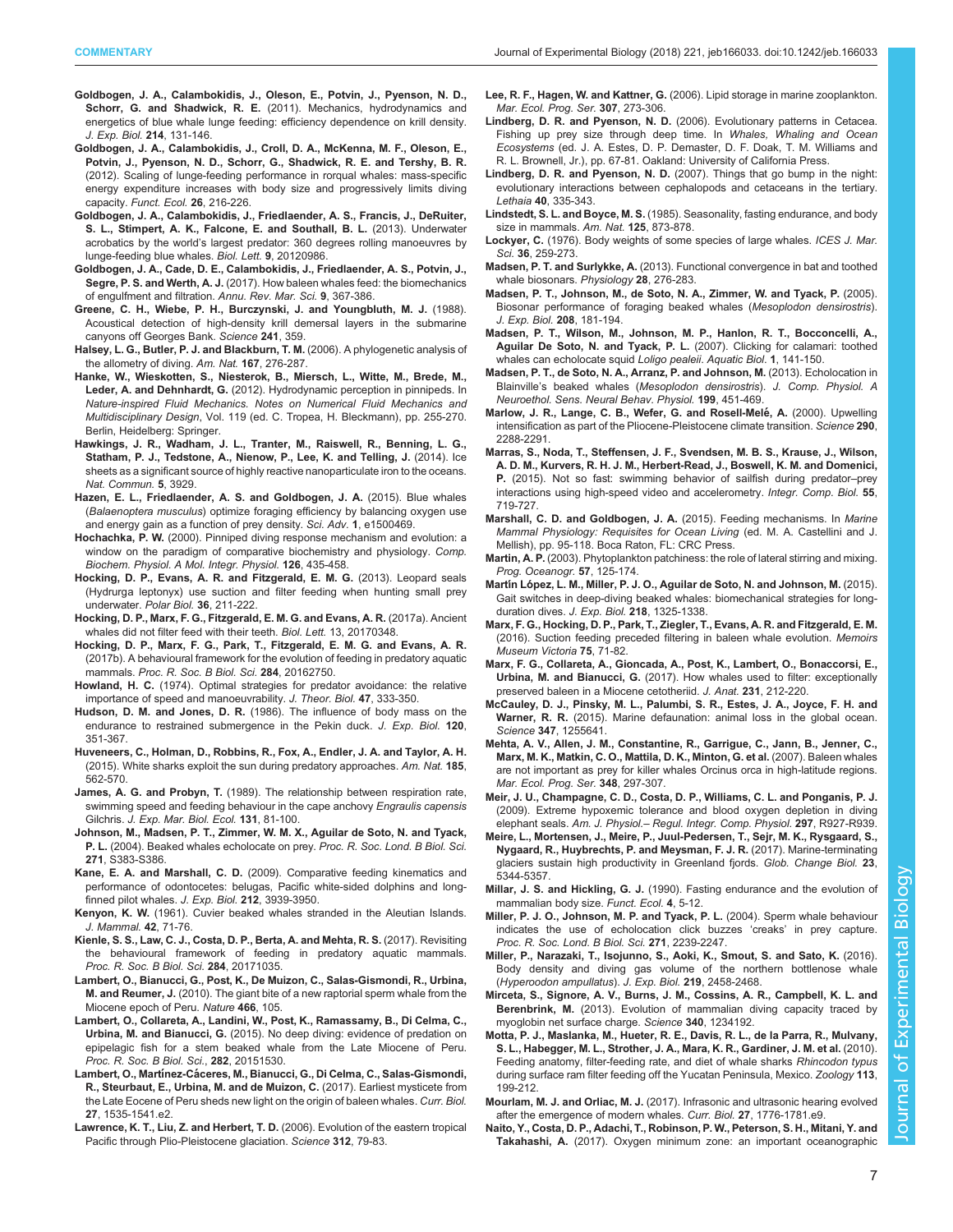**Goldbogen, J. A., Calambokidis, J., Oleson, E., Potvin, J., Pyenson, N. D., Schorr, G. and Shadwick, R. E.** (2011). Mechanics, hydrodynamics and energetics of blue whale lunge feeding: efficiency dependence on krill density. *J. Exp. Biol.* **214**, 131-146.

**Goldbogen, J. A., Calambokidis, J., Croll, D. A., McKenna, M. F., Oleson, E., Potvin, J., Pyenson, N. D., Schorr, G., Shadwick, R. E. and Tershy, B. R.** (2012). Scaling of lunge-feeding performance in rorqual whales: mass-specific energy expenditure increases with body size and progressively limits diving capacity. *Funct. Ecol.* **26**, 216-226.

**Goldbogen, J. A., Calambokidis, J., Friedlaender, A. S., Francis, J., DeRuiter, S. L., Stimpert, A. K., Falcone, E. and Southall, B. L.** (2013). Underwater acrobatics by the world's largest predator: 360 degrees rolling manoeuvres by lunge-feeding blue whales. *Biol. Lett.* **9**, 20120986.

**Goldbogen, J. A., Cade, D. E., Calambokidis, J., Friedlaender, A. S., Potvin, J., Segre, P. S. and Werth, A. J.** (2017). How baleen whales feed: the biomechanics of engulfment and filtration. *Annu. Rev. Mar. Sci.* **9**, 367-386.

**Greene, C. H., Wiebe, P. H., Burczynski, J. and Youngbluth, M. J.** (1988). Acoustical detection of high-density krill demersal layers in the submarine canyons off Georges Bank. *Science* **241**, 359.

**Halsey, L. G., Butler, P. J. and Blackburn, T. M.** (2006). A phylogenetic analysis of the allometry of diving. *Am. Nat.* **167**, 276-287.

**Hanke, W., Wieskotten, S., Niesterok, B., Miersch, L., Witte, M., Brede, M., Leder, A. and Dehnhardt, G.** (2012). Hydrodynamic perception in pinnipeds. In *Nature-inspired Fluid Mechanics. Notes on Numerical Fluid Mechanics and Multidisciplinary Design*, Vol. 119 (ed. C. Tropea, H. Bleckmann), pp. 255-270. Berlin, Heidelberg: Springer.

**Hawkings, J. R., Wadham, J. L., Tranter, M., Raiswell, R., Benning, L. G., Statham, P. J., Tedstone, A., Nienow, P., Lee, K. and Telling, J.** (2014). Ice sheets as a significant source of highly reactive nanoparticulate iron to the oceans. *Nat. Commun.* **5**, 3929.

**Hazen, E. L., Friedlaender, A. S. and Goldbogen, J. A.** (2015). Blue whales (*Balaenoptera musculus*) optimize foraging efficiency by balancing oxygen use and energy gain as a function of prey density. *Sci. Adv.* **1**, e1500469.

**Hochachka, P. W.** (2000). Pinniped diving response mechanism and evolution: a window on the paradigm of comparative biochemistry and physiology. *Comp. Biochem. Physiol. A Mol. Integr. Physiol.* **126**, 435-458.

**Hocking, D. P., Evans, A. R. and Fitzgerald, E. M. G.** (2013). Leopard seals (Hydrurga leptonyx) use suction and filter feeding when hunting small prey underwater. *Polar Biol.* **36**, 211-222.

**Hocking, D. P., Marx, F. G., Fitzgerald, E. M. G. and Evans, A. R.** (2017a). Ancient whales did not filter feed with their teeth. *Biol. Lett.* 13, 20170348.

**Hocking, D. P., Marx, F. G., Park, T., Fitzgerald, E. M. G. and Evans, A. R.** (2017b). A behavioural framework for the evolution of feeding in predatory aquatic mammals. *Proc. R. Soc. B Biol. Sci.* **284**, 20162750.

**Howland, H. C.** (1974). Optimal strategies for predator avoidance: the relative importance of speed and manoeuvrability. *J. Theor. Biol.* **47**, 333-350.

**Hudson, D. M. and Jones, D. R.** (1986). The influence of body mass on the endurance to restrained submergence in the Pekin duck. *J. Exp. Biol.* **120**, 351-367.

**Huveneers, C., Holman, D., Robbins, R., Fox, A., Endler, J. A. and Taylor, A. H.** (2015). White sharks exploit the sun during predatory approaches. *Am. Nat.* **185**, 562-570.

**James, A. G. and Probyn, T.** (1989). The relationship between respiration rate, swimming speed and feeding behaviour in the cape anchovy *Engraulis capensis* Gilchris. *J. Exp. Mar. Biol. Ecol.* **131**, 81-100.

**Johnson, M., Madsen, P. T., Zimmer, W. M. X., Aguilar de Soto, N. and Tyack, P. L.** (2004). Beaked whales echolocate on prey. *Proc. R. Soc. Lond. B Biol. Sci.* **271**, S383-S386.

**Kane, E. A. and Marshall, C. D.** (2009). Comparative feeding kinematics and performance of odontocetes: belugas, Pacific white-sided dolphins and long-finned pilot whales. *J. Exp. Biol.* **212**, 3939-3950.

**Kenyon, K. W.** (1961). Cuvier beaked whales stranded in the Aleutian Islands. *J. Mammal.* **42**, 71-76.

**Kienle, S. S., Law, C. J., Costa, D. P., Berta, A. and Mehta, R. S.** (2017). Revisiting the behavioural framework of feeding in predatory aquatic mammals. *Proc. R. Soc. B Biol. Sci.* **284**, 20171035.

**Lambert, O., Bianucci, G., Post, K., de Muizon, C., Salas-Gismondi, R., Urbina, M. and Reumer, J.** (2010). The giant bite of a new raptorial sperm whale from the Miocene epoch of Peru. *Nature* **466**, 105.

**Lambert, O., Collareta, A., Landini, W., Post, K., Ramassamy, B., Di Celma, C., Urbina, M. and Bianucci, G.** (2015). No deep diving: evidence of predation on epipelagic fish for a stem beaked whale from the Late Miocene of Peru. *Proc. R. Soc. B Biol. Sci.*, **282**, 20151530.

**Lambert, O., Martínez-Cáceres, M., Bianucci, G., Di Celma, C., Salas-Gismondi, R., Steurbaut, E., Urbina, M. and de Muizon, C.** (2017). Earliest mysticete from the Late Eocene of Peru sheds new light on the origin of baleen whales. *Curr. Biol.* **27**, 1535-1541.e2.

**Lawrence, K. T., Liu, Z. and Herbert, T. D.** (2006). Evolution of the eastern tropical Pacific through Plio-Pleistocene glaciation. *Science* **312**, 79-83.

**Lee, R. F., Hagen, W. and Kattner, G.** (2006). Lipid storage in marine zooplankton. *Mar. Ecol. Prog. Ser.* **307**, 273-306.

**Lindberg, D. R. and Pyenson, N. D.** (2006). Evolutionary patterns in Cetacea. Fishing up prey size through deep time. In *Whales, Whaling and Ocean Ecosystems* (ed. J. A. Estes, D. P. Demaster, D. F. Doak, T. M. Williams and R. L. Brownell, Jr.), pp. 67-81. Oakland: University of California Press.

**Lindberg, D. R. and Pyenson, N. D.** (2007). Things that go bump in the night: evolutionary interactions between cephalopods and cetaceans in the tertiary. *Lethaia* **40**, 335-343.

**Lindstedt, S. L. and Boyce, M. S.** (1985). Seasonality, fasting endurance, and body size in mammals. *Am. Nat.* **125**, 873-878.

**Lockyer, C.** (1976). Body weights of some species of large whales. *ICES J. Mar. Sci.* **36**, 259-273.

**Madsen, P. T. and Surlykke, A.** (2013). Functional convergence in bat and toothed whale biosonars. *Physiology* **28**, 276-283.

**Madsen, P. T., Johnson, M., de Soto, N. A., Zimmer, W. and Tyack, P.** (2005). Biosonar performance of foraging beaked whales (*Mesoplodon densirostris*). *J. Exp. Biol.* **208**, 181-194.

**Madsen, P. T., Wilson, M., Johnson, M. P., Hanlon, R. T., Bocconcelli, A., Aguilar De Soto, N. and Tyack, P. L.** (2007). Clicking for calamari: toothed whales can echolocate squid *Loligo pealeii*. *Aquatic Biol.* **1**, 141-150.

**Madsen, P. T., de Soto, N. A., Arranz, P. and Johnson, M.** (2013). Echolocation in Blainville's beaked whales (*Mesoplodon densirostris*). *J. Comp. Physiol. A Neuroethol. Sens. Neural Behav. Physiol.* **199**, 451-469.

**Marlow, J. R., Lange, C. B., Wefer, G. and Rosell-Melé, A.** (2000). Upwelling intensification as part of the Pliocene-Pleistocene climate transition. *Science* **290**, 2288-2291.

**Marras, S., Noda, T., Steffensen, J. F., Svendsen, M. B. S., Krause, J., Wilson, A. D. M., Kurvers, R. H. J. M., Herbert-Read, J., Boswell, K. M. and Domenici, P.** (2015). Not so fast: swimming behavior of sailfish during predator–prey interactions using high-speed video and accelerometry. *Integr. Comp. Biol.* **55**, 719-727.

**Marshall, C. D. and Goldbogen, J. A.** (2015). Feeding mechanisms. In *Marine Mammal Physiology: Requisites for Ocean Living* (ed. M. A. Castellini and J. Mellish), pp. 95-118. Boca Raton, FL: CRC Press.

**Martin, A. P.** (2003). Phytoplankton patchiness: the role of lateral stirring and mixing. *Prog. Oceanogr.* **57**, 125-174.

**Martín López, L. M., Miller, P. J. O., Aguilar de Soto, N. and Johnson, M.** (2015). Gait switches in deep-diving beaked whales: biomechanical strategies for long-duration dives. *J. Exp. Biol.* **218**, 1325-1338.

**Marx, F. G., Hocking, D. P., Park, T., Ziegler, T., Evans, A. R. and Fitzgerald, E. M.** (2016). Suction feeding preceded filtering in baleen whale evolution. *Memoirs Museum Victoria* **75**, 71-82.

**Marx, F. G., Collareta, A., Gioncada, A., Post, K., Lambert, O., Bonaccorsi, E., Urbina, M. and Bianucci, G.** (2017). How whales used to filter: exceptionally preserved baleen in a Miocene cetotheriid. *J. Anat.* **231**, 212-220.

**McCauley, D. J., Pinsky, M. L., Palumbi, S. R., Estes, J. A., Joyce, F. H. and Warner, R. R.** (2015). Marine defaunation: animal loss in the global ocean. *Science* **347**, 1255641.

**Mehta, A. V., Allen, J. M., Constantine, R., Garrigue, C., Jann, B., Jenner, C., Marx, M. K., Matkin, C. O., Mattila, D. K., Minton, G. et al.** (2007). Baleen whales are not important as prey for killer whales Orcinus orca in high-latitude regions. *Mar. Ecol. Prog. Ser.* **348**, 297-307.

**Meir, J. U., Champagne, C. D., Costa, D. P., Williams, C. L. and Ponganis, P. J.** (2009). Extreme hypoxemic tolerance and blood oxygen depletion in diving elephant seals. *Am. J. Physiol.– Regul. Integr. Comp. Physiol.* **297**, R927-R939.

**Meire, L., Mortensen, J., Meire, P., Juul-Pedersen, T., Sejr, M. K., Rysgaard, S., Nygaard, R., Huybrechts, P. and Meysman, F. J. R.** (2017). Marine-terminating glaciers sustain high productivity in Greenland fjords. *Glob. Change Biol.* **23**, 5344-5357.

**Millar, J. S. and Hickling, G. J.** (1990). Fasting endurance and the evolution of mammalian body size. *Funct. Ecol.* **4**, 5-12.

**Miller, P. J. O., Johnson, M. P. and Tyack, P. L.** (2004). Sperm whale behaviour indicates the use of echolocation click buzzes 'creaks' in prey capture. *Proc. R. Soc. Lond. B Biol. Sci.* **271**, 2239-2247.

**Miller, P., Narazaki, T., Isojunno, S., Aoki, K., Smout, S. and Sato, K.** (2016). Body density and diving gas volume of the northern bottlenose whale (*Hyperoodon ampullatus*). *J. Exp. Biol.* **219**, 2458-2468.

**Mirceta, S., Signore, A. V., Burns, J. M., Cossins, A. R., Campbell, K. L. and Berenbrink, M.** (2013). Evolution of mammalian diving capacity traced by myoglobin net surface charge. *Science* **340**, 1234192.

**Motta, P. J., Maslanka, M., Hueter, R. E., Davis, R. L., de la Parra, R., Mulvany, S. L., Habegger, M. L., Strother, J. A., Mara, K. R., Gardiner, J. M. et al.** (2010). Feeding anatomy, filter-feeding rate, and diet of whale sharks *Rhincodon typus* during surface ram filter feeding off the Yucatan Peninsula, Mexico. *Zoology* **113**, 199-212.

**Mourlam, M. J. and Orliac, M. J.** (2017). Infrasonic and ultrasonic hearing evolved after the emergence of modern whales. *Curr. Biol.* **27**, 1776-1781.e9.

**Naito, Y., Costa, D. P., Adachi, T., Robinson, P. W., Peterson, S. H., Mitani, Y. and Takahashi, A.** (2017). Oxygen minimum zone: an important oceanographic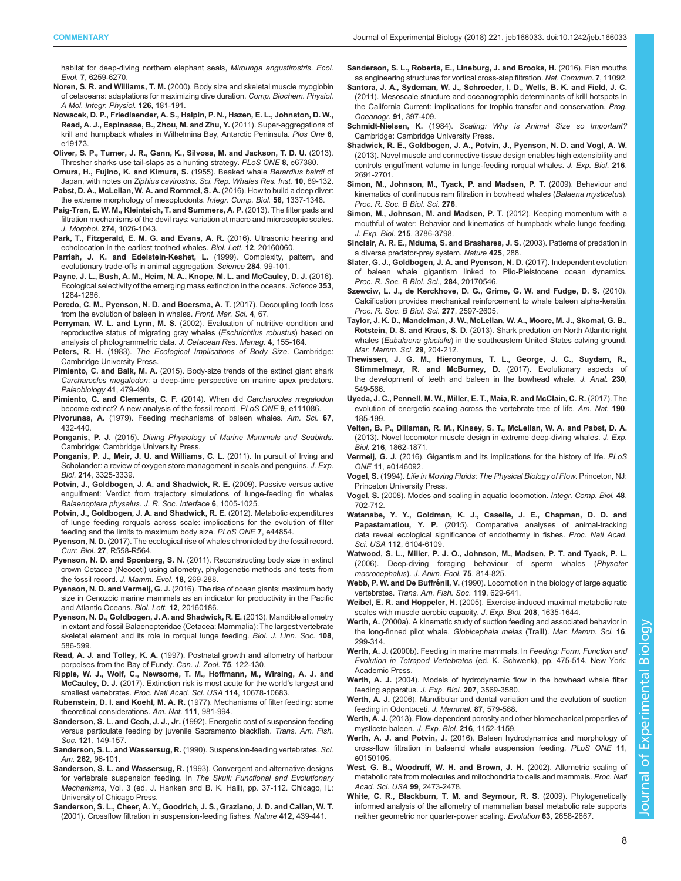habitat for deep-diving northern elephant seals, *Mirounga angustirostris*. *Ecol. Evol.* **7**, 6259-6270.

**Noren, S. R. and Williams, T. M.** (2000). Body size and skeletal muscle myoglobin of cetaceans: adaptations for maximizing dive duration. *Comp. Biochem. Physiol. A Mol. Integr. Physiol.* **126**, 181-191.

**Nowacek, D. P., Friedlaender, A. S., Halpin, P. N., Hazen, E. L., Johnston, D. W., Read, A. J., Espinasse, B., Zhou, M. and Zhu, Y.** (2011). Super-aggregations of krill and humpback whales in Wilhelmina Bay, Antarctic Peninsula. *Plos One* **6**, e19173.

**Oliver, S. P., Turner, J. R., Gann, K., Silvosa, M. and Jackson, T. D. U.** (2013). Thresher sharks use tail-slaps as a hunting strategy. *PLoS ONE* **8**, e67380.

**Omura, H., Fujino, K. and Kimura, S.** (1955). Beaked whale *Berardius bairdi* of Japan, with notes on *Ziphius cavirostris*. *Sci. Rep. Whales Res. Inst.* **10**, 89-132.

**Pabst, D. A., McLellan, W. A. and Rommel, S. A.** (2016). How to build a deep diver: the extreme morphology of mesoplodonts. *Integr. Comp. Biol.* **56**, 1337-1348.

**Paig-Tran, E. W. M., Kleinteich, T. and Summers, A. P.** (2013). The filter pads and filtration mechanisms of the devil rays: variation at macro and microscopic scales. *J. Morphol.* **274**, 1026-1043.

**Park, T., Fitzgerald, E. M. G. and Evans, A. R.** (2016). Ultrasonic hearing and echolocation in the earliest toothed whales. *Biol. Lett.* **12**, 20160060.

**Parrish, J. K. and Edelstein-Keshet, L.** (1999). Complexity, pattern, and evolutionary trade-offs in animal aggregation. *Science* **284**, 99-101.

**Payne, J. L., Bush, A. M., Heim, N. A., Knope, M. L. and McCauley, D. J.** (2016). Ecological selectivity of the emerging mass extinction in the oceans. *Science* **353**, 1284-1286.

**Peredo, C. M., Pyenson, N. D. and Boersma, A. T.** (2017). Decoupling tooth loss from the evolution of baleen in whales. *Front. Mar. Sci.* **4**, 67.

**Perryman, W. L. and Lynn, M. S.** (2002). Evaluation of nutritive condition and reproductive status of migrating gray whales (*Eschrichtius robustus*) based on analysis of photogrammetric data. *J. Cetacean Res. Manag.* **4**, 155-164.

**Peters, R. H.** (1983). *The Ecological Implications of Body Size*. Cambridge: Cambridge University Press.

**Pimiento, C. and Balk, M. A.** (2015). Body-size trends of the extinct giant shark *Carcharocles megalodon*: a deep-time perspective on marine apex predators. *Paleobiology* **41**, 479-490.

**Pimiento, C. and Clements, C. F.** (2014). When did *Carcharocles megalodon* become extinct? A new analysis of the fossil record. *PLoS ONE* **9**, e111086.

**Pivorunas, A.** (1979). Feeding mechanisms of baleen whales. *Am. Sci.* **67**, 432-440.

**Ponganis, P. J.** (2015). *Diving Physiology of Marine Mammals and Seabirds*. Cambridge: Cambridge University Press.

**Ponganis, P. J., Meir, J. U. and Williams, C. L.** (2011). In pursuit of Irving and Scholander: a review of oxygen store management in seals and penguins. *J. Exp. Biol.* **214**, 3325-3339.

**Potvin, J., Goldbogen, J. A. and Shadwick, R. E.** (2009). Passive versus active engulfment: Verdict from trajectory simulations of lunge-feeding fin whales *Balaenoptera physalus*. *J. R. Soc. Interface* **6**, 1005-1025.

**Potvin, J., Goldbogen, J. A. and Shadwick, R. E.** (2012). Metabolic expenditures of lunge feeding rorquals across scale: implications for the evolution of filter feeding and the limits to maximum body size. *PLoS ONE* **7**, e44854.

**Pyenson, N. D.** (2017). The ecological rise of whales chronicled by the fossil record. *Curr. Biol.* **27**, R558-R564.

**Pyenson, N. D. and Sponberg, S. N.** (2011). Reconstructing body size in extinct crown Cetacea (Neoceti) using allometry, phylogenetic methods and tests from the fossil record. *J. Mamm. Evol.* **18**, 269-288.

**Pyenson, N. D. and Vermeij, G. J.** (2016). The rise of ocean giants: maximum body size in Cenozoic marine mammals as an indicator for productivity in the Pacific and Atlantic Oceans. *Biol. Lett.* **12**, 20160186.

**Pyenson, N. D., Goldbogen, J. A. and Shadwick, R. E.** (2013). Mandible allometry in extant and fossil Balaenopteridae (Cetacea: Mammalia): The largest vertebrate skeletal element and its role in rorqual lunge feeding. *Biol. J. Linn. Soc.* **108**, 586-599.

**Read, A. J. and Tolley, K. A.** (1997). Postnatal growth and allometry of harbour porpoises from the Bay of Fundy. *Can. J. Zool.* **75**, 122-130.

**Ripple, W. J., Wolf, C., Newsome, T. M., Hoffmann, M., Wirsing, A. J. and McCauley, D. J.** (2017). Extinction risk is most acute for the world's largest and smallest vertebrates. *Proc. Natl Acad. Sci. USA* **114**, 10678-10683.

**Rubenstein, D. I. and Koehl, M. A. R.** (1977). Mechanisms of filter feeding: some theoretical considerations. *Am. Nat.* **111**, 981-994.

**Sanderson, S. L. and Cech, J. J., Jr.** (1992). Energetic cost of suspension feeding versus particulate feeding by juvenile Sacramento blackfish. *Trans. Am. Fish. Soc.* **121**, 149-157.

**Sanderson, S. L. and Wassersug, R.** (1990). Suspension-feeding vertebrates. *Sci. Am.* **262**, 96-101.

**Sanderson, S. L. and Wassersug, R.** (1993). Convergent and alternative designs for vertebrate suspension feeding. In *The Skull: Functional and Evolutionary Mechanisms*, Vol. 3 (ed. J. Hanken and B. K. Hall), pp. 37-112. Chicago, IL: University of Chicago Press.

**Sanderson, S. L., Cheer, A. Y., Goodrich, J. S., Graziano, J. D. and Callan, W. T.** (2001). Crossflow filtration in suspension-feeding fishes. *Nature* **412**, 439-441.

**Sanderson, S. L., Roberts, E., Lineburg, J. and Brooks, H.** (2016). Fish mouths as engineering structures for vortical cross-step filtration. *Nat. Commun.* **7**, 11092.

**Santora, J. A., Sydeman, W. J., Schroeder, I. D., Wells, B. K. and Field, J. C.** (2011). Mesoscale structure and oceanographic determinants of krill hotspots in the California Current: implications for trophic transfer and conservation. *Prog. Oceanogr.* **91**, 397-409.

**Schmidt-Nielsen, K.** (1984). *Scaling: Why is Animal Size so Important?* Cambridge: Cambridge University Press.

**Shadwick, R. E., Goldbogen, J. A., Potvin, J., Pyenson, N. D. and Vogl, A. W.** (2013). Novel muscle and connective tissue design enables high extensibility and controls engulfment volume in lunge-feeding rorqual whales. *J. Exp. Biol.* **216**, 2691-2701.

**Simon, M., Johnson, M., Tyack, P. and Madsen, P. T.** (2009). Behaviour and kinematics of continuous ram filtration in bowhead whales (*Balaena mysticetus*). *Proc. R. Soc. B Biol. Sci.* **276**.

**Simon, M., Johnson, M. and Madsen, P. T.** (2012). Keeping momentum with a mouthful of water: Behavior and kinematics of humpback whale lunge feeding. *J. Exp. Biol.* **215**, 3786-3798.

**Sinclair, A. R. E., Mduma, S. and Brashares, J. S.** (2003). Patterns of predation in a diverse predator-prey system. *Nature* **425**, 288.

**Slater, G. J., Goldbogen, J. A. and Pyenson, N. D.** (2017). Independent evolution of baleen whale gigantism linked to Plio-Pleistocene ocean dynamics. *Proc. R. Soc. B Biol. Sci.*, **284**, 20170546.

**Szewciw, L. J., de Kerckhove, D. G., Grime, G. W. and Fudge, D. S.** (2010). Calcification provides mechanical reinforcement to whale baleen alpha-keratin. *Proc. R. Soc. B Biol. Sci.* **277**, 2597-2605.

**Taylor, J. K. D., Mandelman, J. W., McLellan, W. A., Moore, M. J., Skomal, G. B., Rotstein, D. S. and Kraus, S. D.** (2013). Shark predation on North Atlantic right whales (*Eubalaena glacialis*) in the southeastern United States calving ground. *Mar. Mamm. Sci.* **29**, 204-212.

**Thewissen, J. G. M., Hieronymus, T. L., George, J. C., Suydam, R., Stimmelmayr, R. and McBurney, D.** (2017). Evolutionary aspects of the development of teeth and baleen in the bowhead whale. *J. Anat.* **230**, 549-566.

**Uyeda, J. C., Pennell, M. W., Miller, E. T., Maia, R. and McClain, C. R.** (2017). The evolution of energetic scaling across the vertebrate tree of life. *Am. Nat.* **190**, 185-199.

**Velten, B. P., Dillaman, R. M., Kinsey, S. T., McLellan, W. A. and Pabst, D. A.** (2013). Novel locomotor muscle design in extreme deep-diving whales. *J. Exp. Biol.* **216**, 1862-1871.

**Vermeij, G. J.** (2016). Gigantism and its implications for the history of life. *PLoS ONE* **11**, e0146092.

**Vogel, S.** (1994). *Life in Moving Fluids: The Physical Biology of Flow*. Princeton, NJ: Princeton University Press.

**Vogel, S.** (2008). Modes and scaling in aquatic locomotion. *Integr. Comp. Biol.* **48**, 702-712.

**Watanabe, Y. Y., Goldman, K. J., Caselle, J. E., Chapman, D. D. and Papastamatiou, Y. P.** (2015). Comparative analyses of animal-tracking data reveal ecological significance of endothermy in fishes. *Proc. Natl Acad. Sci. USA* **112**, 6104-6109.

**Watwood, S. L., Miller, P. J. O., Johnson, M., Madsen, P. T. and Tyack, P. L.** (2006). Deep-diving foraging behaviour of sperm whales (*Physeter macrocephalus*). *J. Anim. Ecol.* **75**, 814-825.

**Webb, P. W. and De Buffrénil, V.** (1990). Locomotion in the biology of large aquatic vertebrates. *Trans. Am. Fish. Soc.* **119**, 629-641.

**Weibel, E. R. and Hoppeler, H.** (2005). Exercise-induced maximal metabolic rate scales with muscle aerobic capacity. *J. Exp. Biol.* **208**, 1635-1644.

**Werth, A.** (2000a). A kinematic study of suction feeding and associated behavior in the long-finned pilot whale, *Globicephala melas* (Traill). *Mar. Mamm. Sci.* **16**, 299-314.

**Werth, A. J.** (2000b). Feeding in marine mammals. In *Feeding: Form, Function and Evolution in Tetrapod Vertebrates* (ed. K. Schwenk), pp. 475-514. New York: Academic Press.

**Werth, A. J.** (2004). Models of hydrodynamic flow in the bowhead whale filter feeding apparatus. *J. Exp. Biol.* **207**, 3569-3580.

**Werth, A. J.** (2006). Mandibular and dental variation and the evolution of suction feeding in Odontoceti. *J. Mammal.* **87**, 579-588.

**Werth, A. J.** (2013). Flow-dependent porosity and other biomechanical properties of mysticete baleen. *J. Exp. Biol.* **216**, 1152-1159.

**Werth, A. J. and Potvin, J.** (2016). Baleen hydrodynamics and morphology of cross-flow filtration in balaenid whale suspension feeding. *PLoS ONE* **11**, e0150106.

**West, G. B., Woodruff, W. H. and Brown, J. H.** (2002). Allometric scaling of metabolic rate from molecules and mitochondria to cells and mammals. *Proc. Natl Acad. Sci. USA* **99**, 2473-2478.

**White, C. R., Blackburn, T. M. and Seymour, R. S.** (2009). Phylogenetically informed analysis of the allometry of mammalian basal metabolic rate supports neither geometric nor quarter-power scaling. *Evolution* **63**, 2658-2667.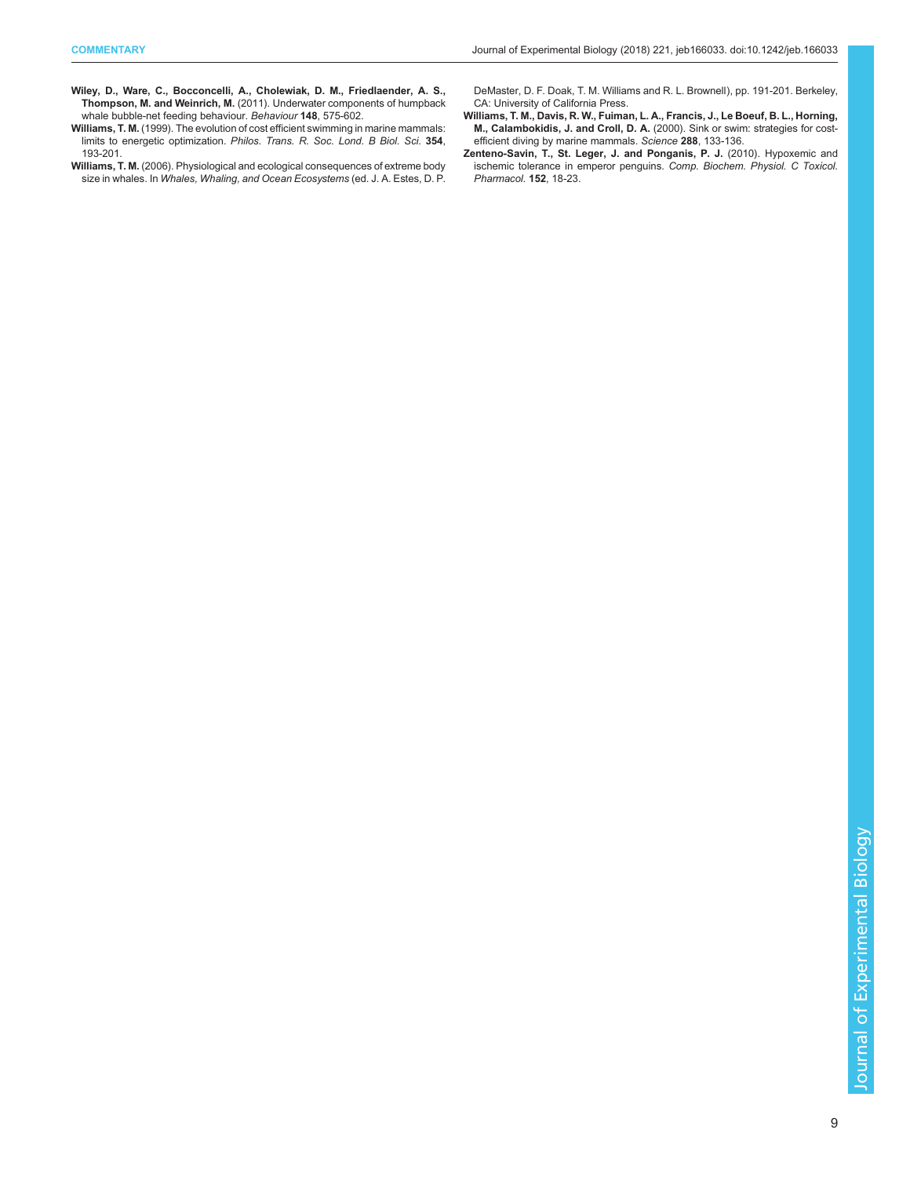**Wiley, D., Ware, C., Bocconcelli, A., Cholewiak, D. M., Friedlaender, A. S., Thompson, M. and Weinrich, M.** (2011). Underwater components of humpback whale bubble-net feeding behaviour. *Behaviour* **148**, 575-602.

**Williams, T. M.** (1999). The evolution of cost efficient swimming in marine mammals: limits to energetic optimization. *Philos. Trans. R. Soc. Lond. B Biol. Sci.* **354**, 193-201.

**Williams, T. M.** (2006). Physiological and ecological consequences of extreme body size in whales. In *Whales, Whaling, and Ocean Ecosystems* (ed. J. A. Estes, D. P. DeMaster, D. F. Doak, T. M. Williams and R. L. Brownell), pp. 191-201. Berkeley, CA: University of California Press.

**Williams, T. M., Davis, R. W., Fuiman, L. A., Francis, J., Le Boeuf, B. L., Horning, M., Calambokidis, J. and Croll, D. A.** (2000). Sink or swim: strategies for cost-efficient diving by marine mammals. *Science* **288**, 133-136.

**Zenteno-Savin, T., St. Leger, J. and Ponganis, P. J.** (2010). Hypoxemic and ischemic tolerance in emperor penguins. *Comp. Biochem. Physiol. C Toxicol. Pharmacol.* **152**, 18-23.